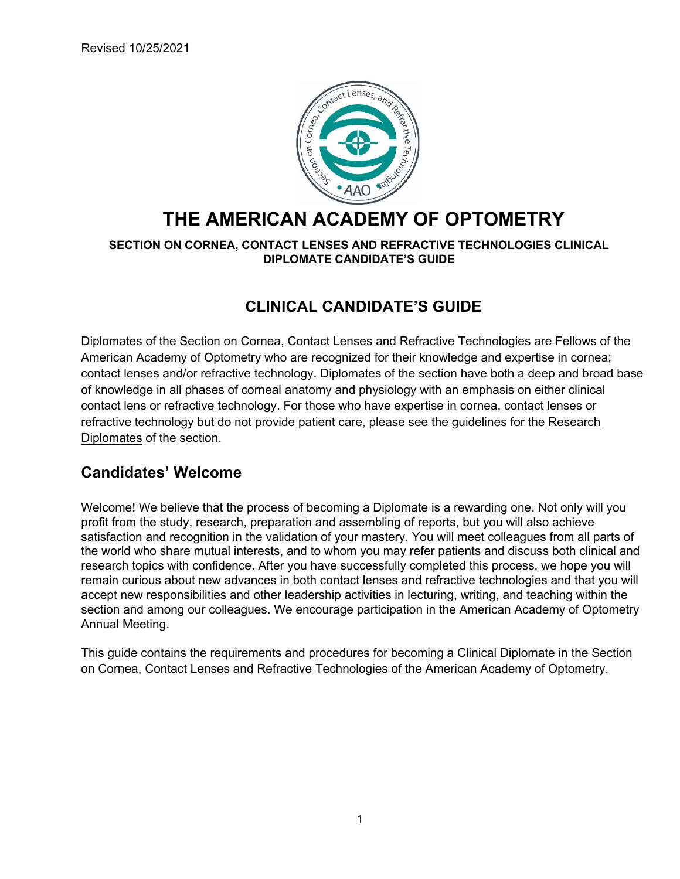Revised 10/25/2021

# THE AMERICAN ACADEMY OF OPTOMETRY

**SECTION ON CORNEA, CONTACT LENSES AND REFRACTIVE TECHNOLOGIES CLINICAL DIPLOMATE CANDIDATE'S GUIDE**

## CLINICAL CANDIDATE'S GUIDE

Diplomates of the Section on Cornea, Contact Lenses and Refractive Technologies are Fellows of the American Academy of Optometry who are recognized for their knowledge and expertise in cornea; contact lenses and/or refractive technology. Diplomates of the section have both a deep and broad base of knowledge in all phases of corneal anatomy and physiology with an emphasis on either clinical contact lens or refractive technology. For those who have expertise in cornea, contact lenses or refractive technology but do not provide patient care, please see the guidelines for the Research Diplomates of the section.

## Candidates' Welcome

Welcome! We believe that the process of becoming a Diplomate is a rewarding one. Not only will you profit from the study, research, preparation and assembling of reports, but you will also achieve satisfaction and recognition in the validation of your mastery. You will meet colleagues from all parts of the world who share mutual interests, and to whom you may refer patients and discuss both clinical and research topics with confidence. After you have successfully completed this process, we hope you will remain curious about new advances in both contact lenses and refractive technologies and that you will accept new responsibilities and other leadership activities in lecturing, writing, and teaching within the section and among our colleagues. We encourage participation in the American Academy of Optometry Annual Meeting.

This guide contains the requirements and procedures for becoming a Clinical Diplomate in the Section on Cornea, Contact Lenses and Refractive Technologies of the American Academy of Optometry.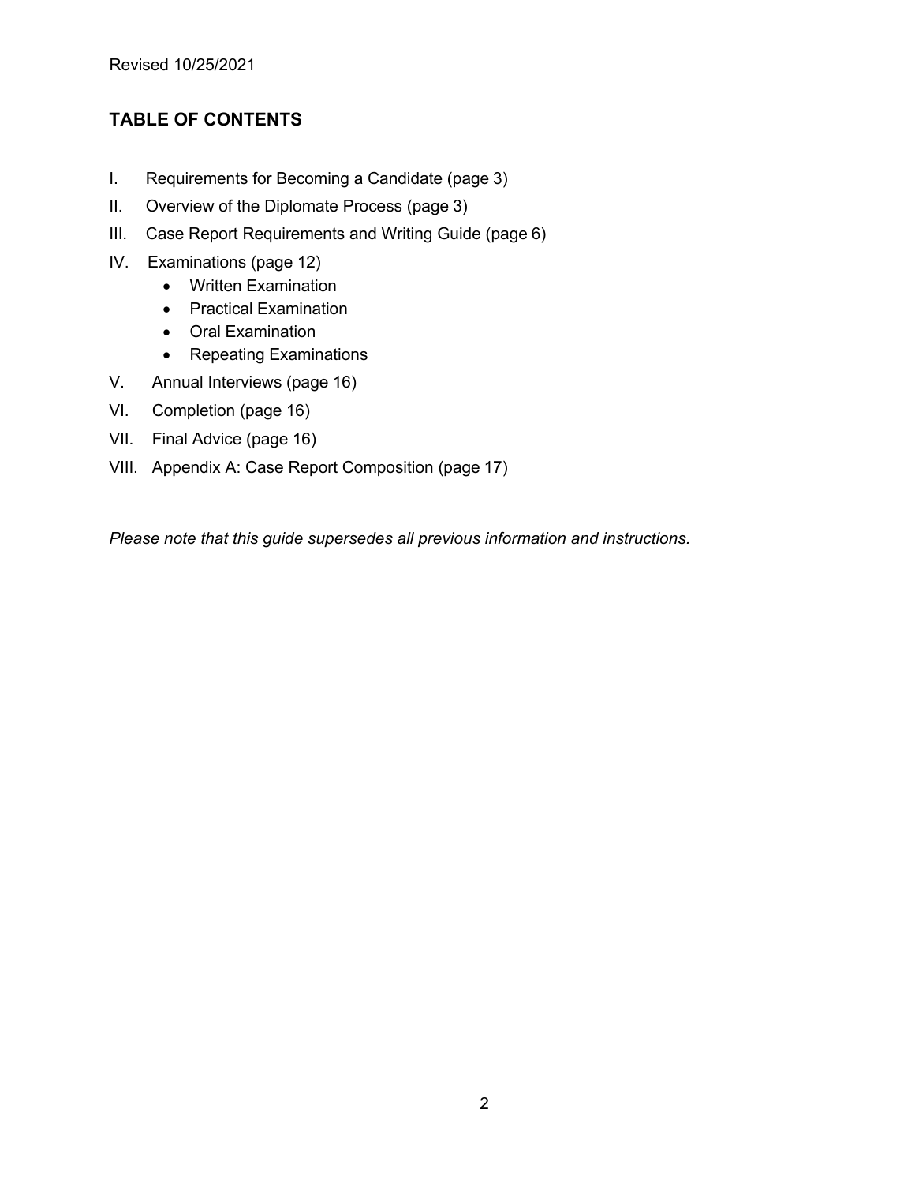Revised 10/25/2021

## TABLE OF CONTENTS

I. Requirements for Becoming a Candidate (page 3)

II. Overview of the Diplomate Process (page 3)

III. Case Report Requirements and Writing Guide (page 6)

IV. Examinations (page 12)
- Written Examination
- Practical Examination
- Oral Examination
- Repeating Examinations

V. Annual Interviews (page 16)

VI. Completion (page 16)

VII. Final Advice (page 16)

VIII. Appendix A: Case Report Composition (page 17)

*Please note that this guide supersedes all previous information and instructions.*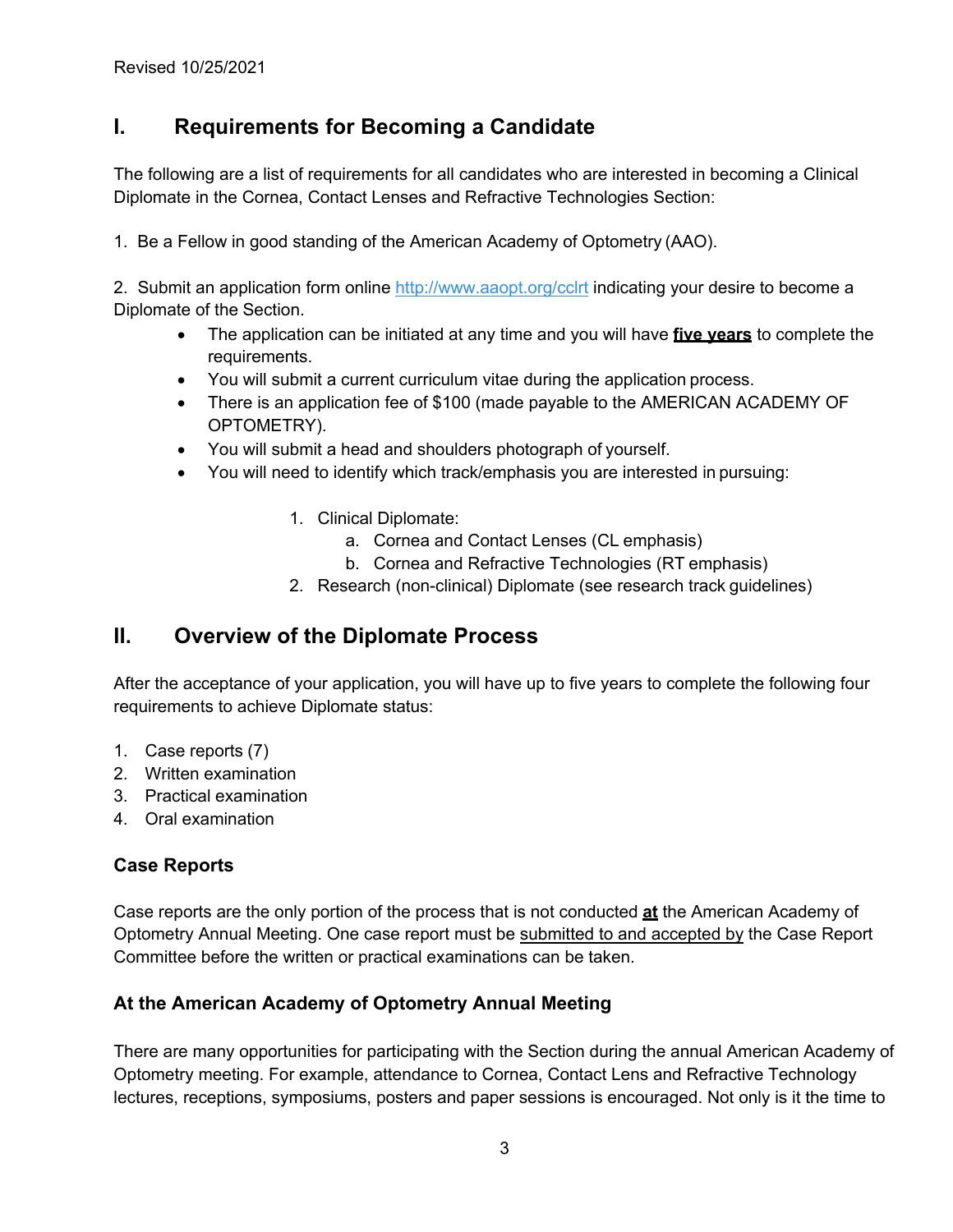Revised 10/25/2021

## I. Requirements for Becoming a Candidate

The following are a list of requirements for all candidates who are interested in becoming a Clinical Diplomate in the Cornea, Contact Lenses and Refractive Technologies Section:

1. Be a Fellow in good standing of the American Academy of Optometry (AAO).

2. Submit an application form online http://www.aaopt.org/cclrt indicating your desire to become a Diplomate of the Section.
   - The application can be initiated at any time and you will have <u>**five years**</u> to complete the requirements.
   - You will submit a current curriculum vitae during the application process.
   - There is an application fee of $100 (made payable to the AMERICAN ACADEMY OF OPTOMETRY).
   - You will submit a head and shoulders photograph of yourself.
   - You will need to identify which track/emphasis you are interested in pursuing:

     1. Clinical Diplomate:
        a. Cornea and Contact Lenses (CL emphasis)
        b. Cornea and Refractive Technologies (RT emphasis)
     2. Research (non-clinical) Diplomate (see research track guidelines)

## II. Overview of the Diplomate Process

After the acceptance of your application, you will have up to five years to complete the following four requirements to achieve Diplomate status:

1. Case reports (7)
2. Written examination
3. Practical examination
4. Oral examination

### Case Reports

Case reports are the only portion of the process that is not conducted <u>**at**</u> the American Academy of Optometry Annual Meeting. One case report must be <u>submitted to and accepted by</u> the Case Report Committee before the written or practical examinations can be taken.

### At the American Academy of Optometry Annual Meeting

There are many opportunities for participating with the Section during the annual American Academy of Optometry meeting. For example, attendance to Cornea, Contact Lens and Refractive Technology lectures, receptions, symposiums, posters and paper sessions is encouraged. Not only is it the time to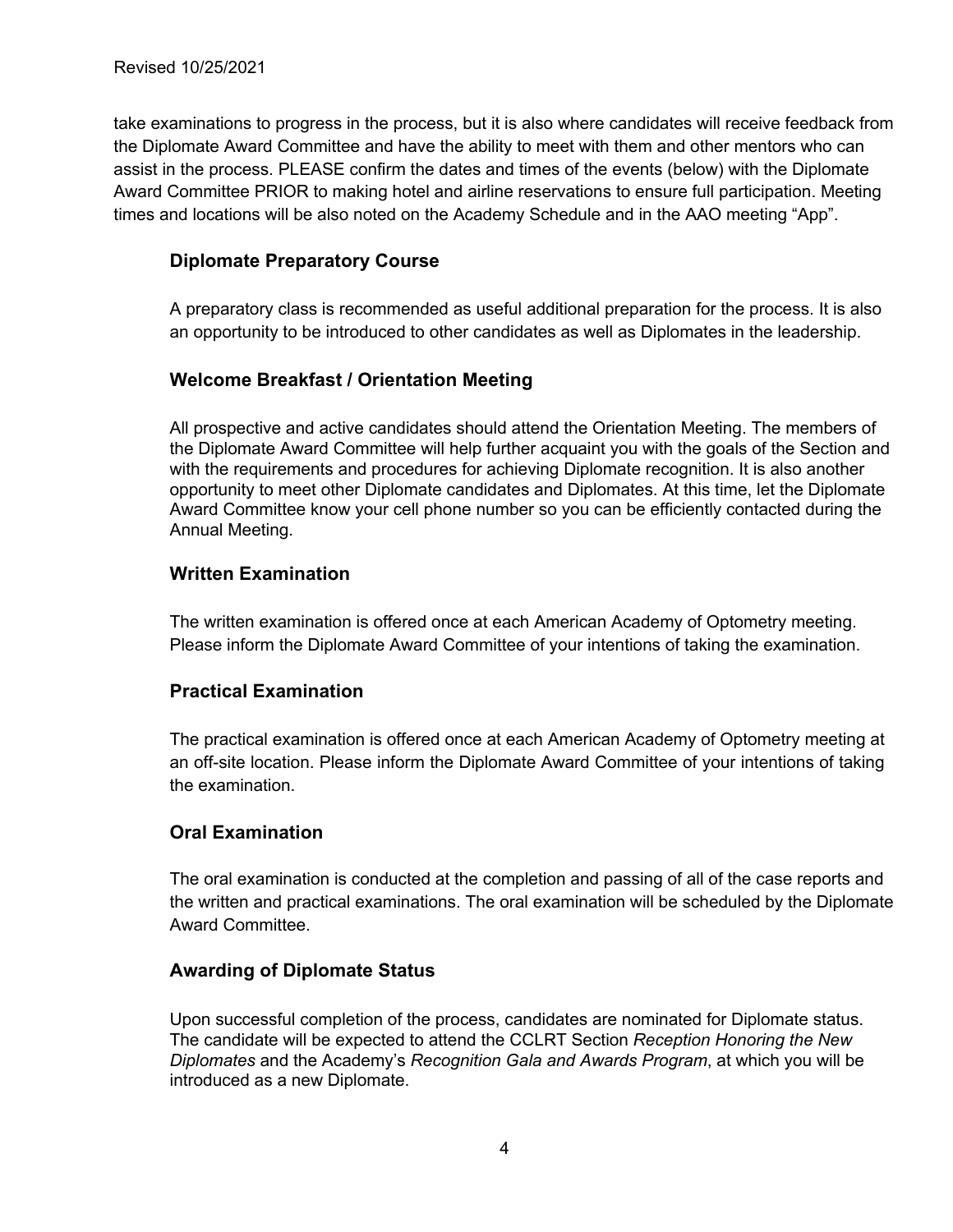take examinations to progress in the process, but it is also where candidates will receive feedback from the Diplomate Award Committee and have the ability to meet with them and other mentors who can assist in the process. PLEASE confirm the dates and times of the events (below) with the Diplomate Award Committee PRIOR to making hotel and airline reservations to ensure full participation. Meeting times and locations will be also noted on the Academy Schedule and in the AAO meeting "App".

### Diplomate Preparatory Course

A preparatory class is recommended as useful additional preparation for the process. It is also an opportunity to be introduced to other candidates as well as Diplomates in the leadership.

### Welcome Breakfast / Orientation Meeting

All prospective and active candidates should attend the Orientation Meeting. The members of the Diplomate Award Committee will help further acquaint you with the goals of the Section and with the requirements and procedures for achieving Diplomate recognition. It is also another opportunity to meet other Diplomate candidates and Diplomates. At this time, let the Diplomate Award Committee know your cell phone number so you can be efficiently contacted during the Annual Meeting.

### Written Examination

The written examination is offered once at each American Academy of Optometry meeting. Please inform the Diplomate Award Committee of your intentions of taking the examination.

### Practical Examination

The practical examination is offered once at each American Academy of Optometry meeting at an off-site location. Please inform the Diplomate Award Committee of your intentions of taking the examination.

### Oral Examination

The oral examination is conducted at the completion and passing of all of the case reports and the written and practical examinations. The oral examination will be scheduled by the Diplomate Award Committee.

### Awarding of Diplomate Status

Upon successful completion of the process, candidates are nominated for Diplomate status. The candidate will be expected to attend the CCLRT Section *Reception Honoring the New Diplomates* and the Academy's *Recognition Gala and Awards Program*, at which you will be introduced as a new Diplomate.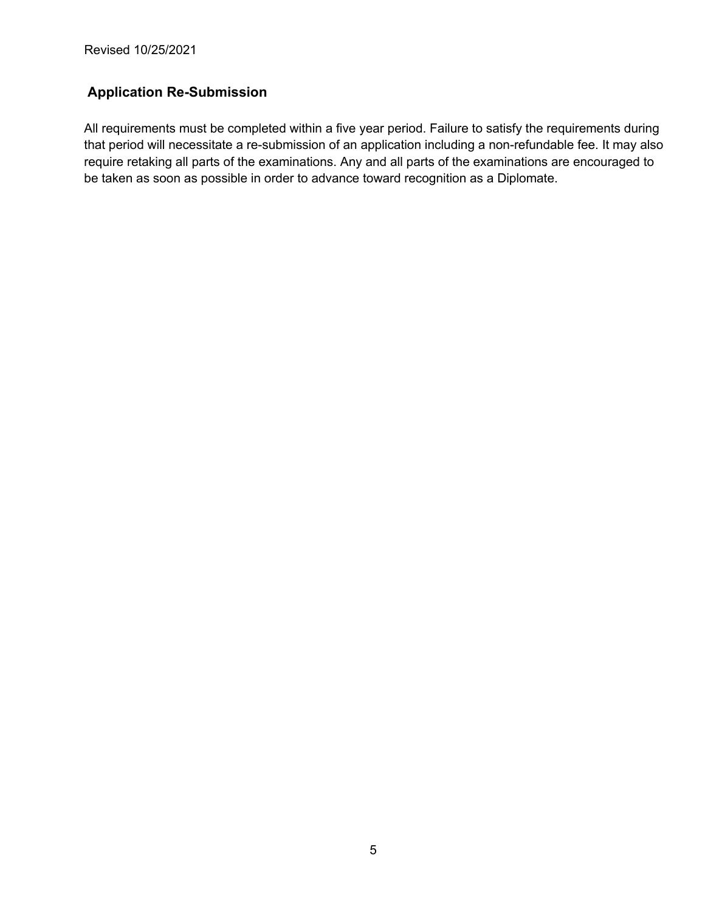## Application Re-Submission

All requirements must be completed within a five year period. Failure to satisfy the requirements during that period will necessitate a re-submission of an application including a non-refundable fee. It may also require retaking all parts of the examinations. Any and all parts of the examinations are encouraged to be taken as soon as possible in order to advance toward recognition as a Diplomate.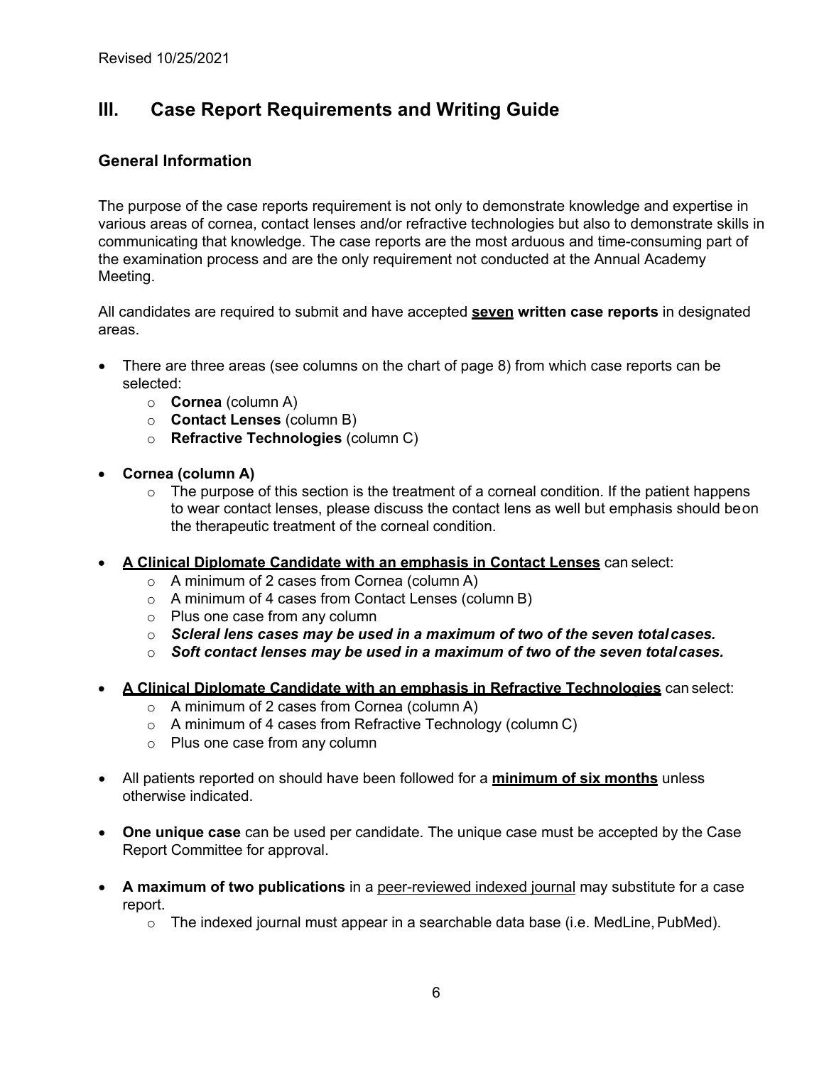Revised 10/25/2021

## III. Case Report Requirements and Writing Guide

### General Information

The purpose of the case reports requirement is not only to demonstrate knowledge and expertise in various areas of cornea, contact lenses and/or refractive technologies but also to demonstrate skills in communicating that knowledge. The case reports are the most arduous and time-consuming part of the examination process and are the only requirement not conducted at the Annual Academy Meeting.

All candidates are required to submit and have accepted <u>**seven**</u> **written case reports** in designated areas.

- There are three areas (see columns on the chart of page 8) from which case reports can be selected:
  - **Cornea** (column A)
  - **Contact Lenses** (column B)
  - **Refractive Technologies** (column C)

- **Cornea (column A)**
  - The purpose of this section is the treatment of a corneal condition. If the patient happens to wear contact lenses, please discuss the contact lens as well but emphasis should be on the therapeutic treatment of the corneal condition.

- <u>**A Clinical Diplomate Candidate with an emphasis in Contact Lenses**</u> can select:
  - A minimum of 2 cases from Cornea (column A)
  - A minimum of 4 cases from Contact Lenses (column B)
  - Plus one case from any column
  - ***Scleral lens cases may be used in a maximum of two of the seven total cases.***
  - ***Soft contact lenses may be used in a maximum of two of the seven total cases.***

- <u>**A Clinical Diplomate Candidate with an emphasis in Refractive Technologies**</u> can select:
  - A minimum of 2 cases from Cornea (column A)
  - A minimum of 4 cases from Refractive Technology (column C)
  - Plus one case from any column

- All patients reported on should have been followed for a <u>**minimum of six months**</u> unless otherwise indicated.

- **One unique case** can be used per candidate. The unique case must be accepted by the Case Report Committee for approval.

- **A maximum of two publications** in a <u>peer-reviewed indexed journal</u> may substitute for a case report.
  - The indexed journal must appear in a searchable data base (i.e. MedLine, PubMed).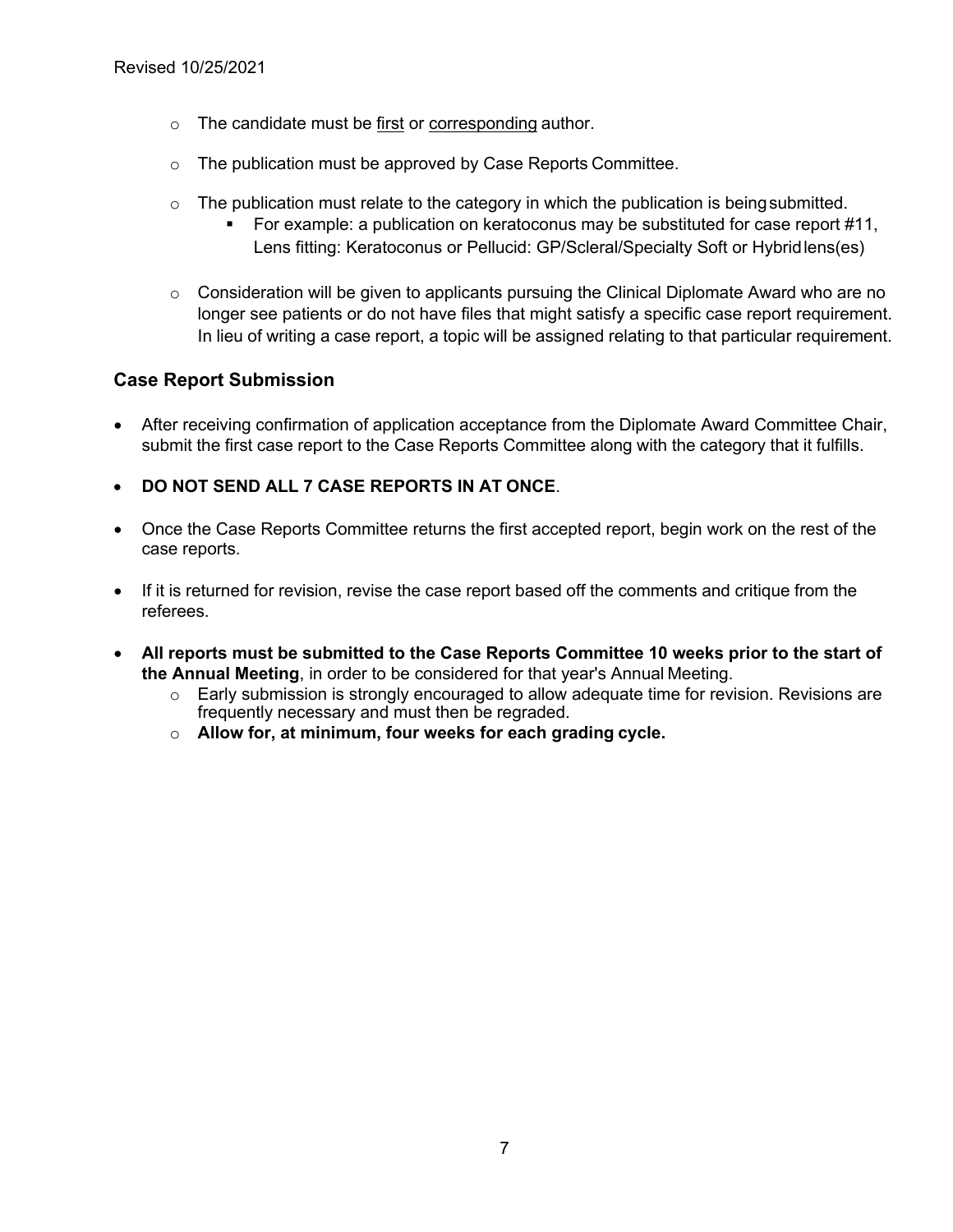- The candidate must be <u>first</u> or <u>corresponding</u> author.
- The publication must be approved by Case Reports Committee.
- The publication must relate to the category in which the publication is being submitted.
  - For example: a publication on keratoconus may be substituted for case report #11, Lens fitting: Keratoconus or Pellucid: GP/Scleral/Specialty Soft or Hybrid lens(es)
- Consideration will be given to applicants pursuing the Clinical Diplomate Award who are no longer see patients or do not have files that might satisfy a specific case report requirement. In lieu of writing a case report, a topic will be assigned relating to that particular requirement.

### Case Report Submission

- After receiving confirmation of application acceptance from the Diplomate Award Committee Chair, submit the first case report to the Case Reports Committee along with the category that it fulfills.
- **DO NOT SEND ALL 7 CASE REPORTS IN AT ONCE**.
- Once the Case Reports Committee returns the first accepted report, begin work on the rest of the case reports.
- If it is returned for revision, revise the case report based off the comments and critique from the referees.
- **All reports must be submitted to the Case Reports Committee 10 weeks prior to the start of the Annual Meeting**, in order to be considered for that year's Annual Meeting.
  - Early submission is strongly encouraged to allow adequate time for revision. Revisions are frequently necessary and must then be regraded.
  - **Allow for, at minimum, four weeks for each grading cycle.**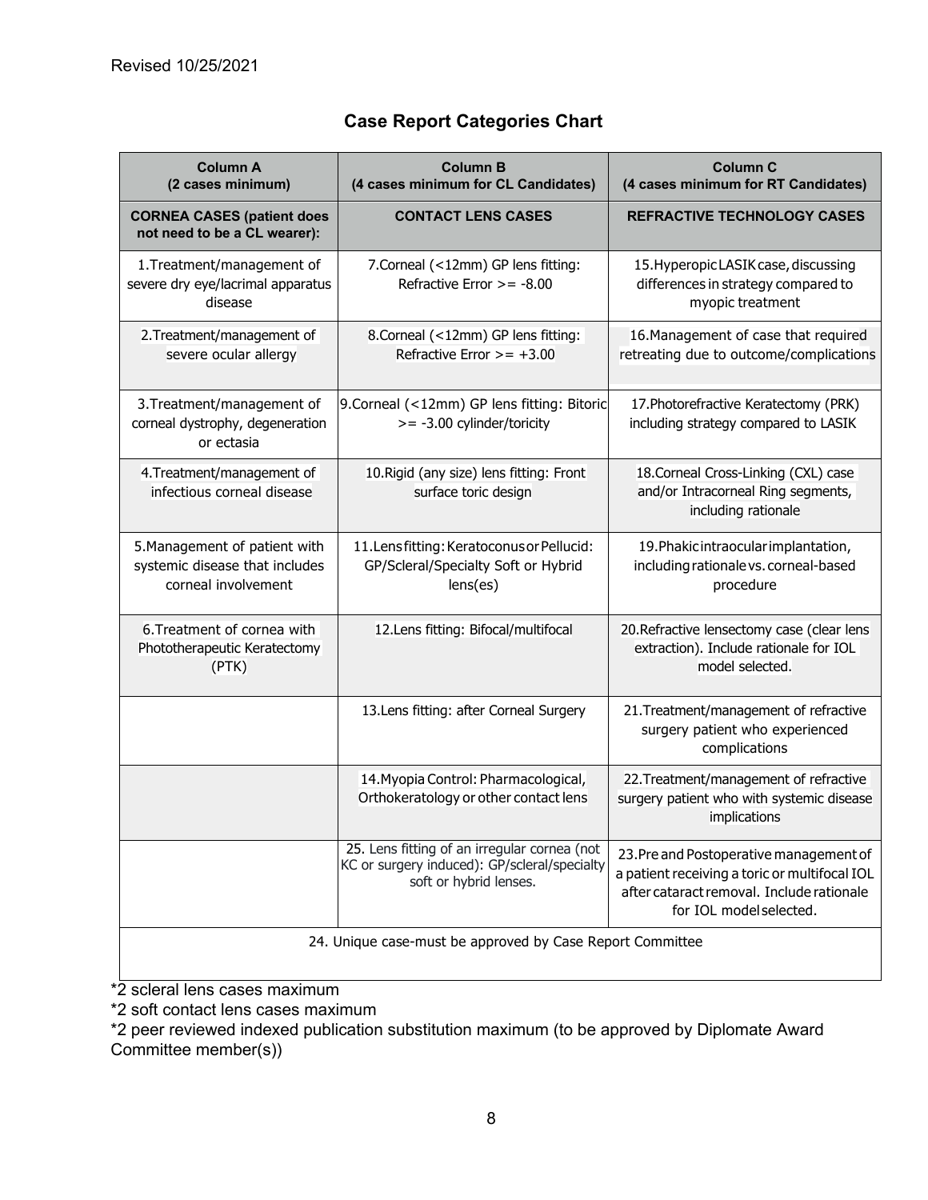Revised 10/25/2021

## Case Report Categories Chart

| Column A<br>(2 cases minimum) | Column B<br>(4 cases minimum for CL Candidates) | Column C<br>(4 cases minimum for RT Candidates) |
|---|---|---|
| **CORNEA CASES (patient does not need to be a CL wearer):** | **CONTACT LENS CASES** | **REFRACTIVE TECHNOLOGY CASES** |
| 1.Treatment/management of severe dry eye/lacrimal apparatus disease | 7.Corneal (<12mm) GP lens fitting: Refractive Error >= -8.00 | 15.Hyperopic LASIK case, discussing differences in strategy compared to myopic treatment |
| 2.Treatment/management of severe ocular allergy | 8.Corneal (<12mm) GP lens fitting: Refractive Error >= +3.00 | 16.Management of case that required retreating due to outcome/complications |
| 3.Treatment/management of corneal dystrophy, degeneration or ectasia | 9.Corneal (<12mm) GP lens fitting: Bitoric >= -3.00 cylinder/toricity | 17.Photorefractive Keratectomy (PRK) including strategy compared to LASIK |
| 4.Treatment/management of infectious corneal disease | 10.Rigid (any size) lens fitting: Front surface toric design | 18.Corneal Cross-Linking (CXL) case and/or Intracorneal Ring segments, including rationale |
| 5.Management of patient with systemic disease that includes corneal involvement | 11.Lens fitting: Keratoconus or Pellucid: GP/Scleral/Specialty Soft or Hybrid lens(es) | 19.Phakic intraocular implantation, including rationale vs. corneal-based procedure |
| 6.Treatment of cornea with Phototherapeutic Keratectomy (PTK) | 12.Lens fitting: Bifocal/multifocal | 20.Refractive lensectomy case (clear lens extraction). Include rationale for IOL model selected. |
| | 13.Lens fitting: after Corneal Surgery | 21.Treatment/management of refractive surgery patient who experienced complications |
| | 14.Myopia Control: Pharmacological, Orthokeratology or other contact lens | 22.Treatment/management of refractive surgery patient who with systemic disease implications |
| | 25. Lens fitting of an irregular cornea (not KC or surgery induced): GP/scleral/specialty soft or hybrid lenses. | 23.Pre and Postoperative management of a patient receiving a toric or multifocal IOL after cataract removal. Include rationale for IOL model selected. |
| 24. Unique case-must be approved by Case Report Committee | | |

*2 scleral lens cases maximum

*2 soft contact lens cases maximum

*2 peer reviewed indexed publication substitution maximum (to be approved by Diplomate Award Committee member(s))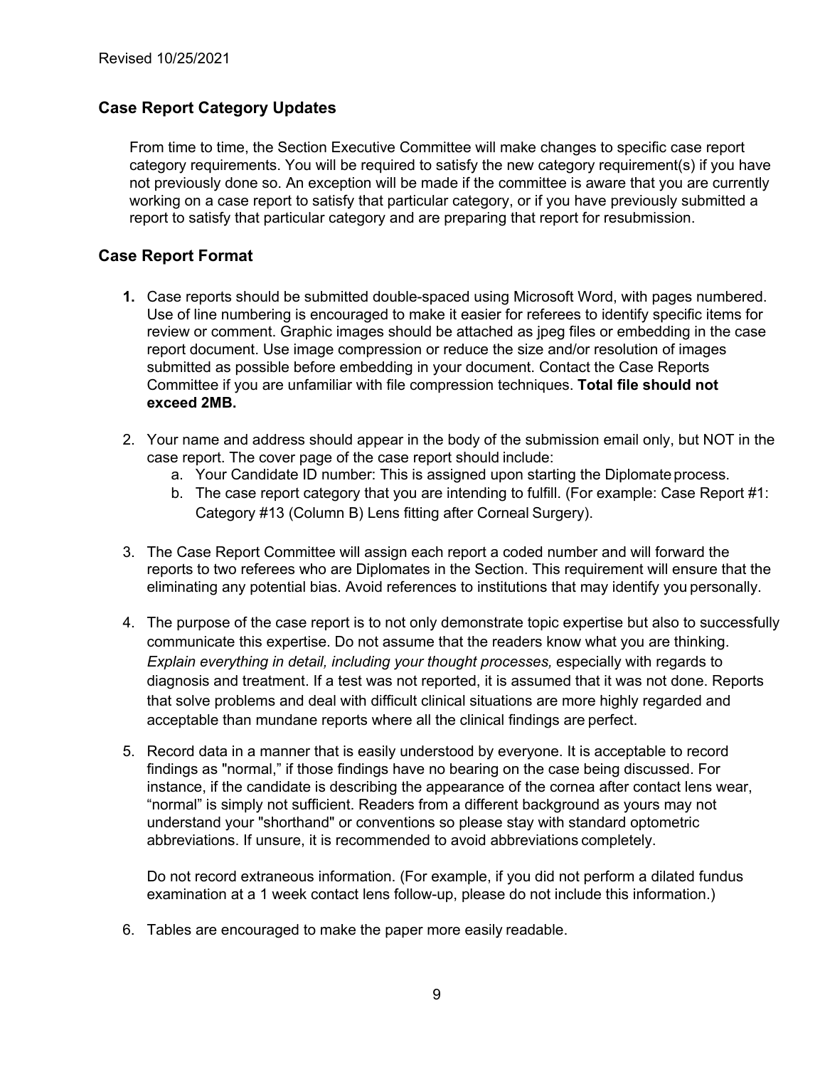Revised 10/25/2021

## Case Report Category Updates

From time to time, the Section Executive Committee will make changes to specific case report category requirements. You will be required to satisfy the new category requirement(s) if you have not previously done so. An exception will be made if the committee is aware that you are currently working on a case report to satisfy that particular category, or if you have previously submitted a report to satisfy that particular category and are preparing that report for resubmission.

## Case Report Format

1. Case reports should be submitted double-spaced using Microsoft Word, with pages numbered. Use of line numbering is encouraged to make it easier for referees to identify specific items for review or comment. Graphic images should be attached as jpeg files or embedding in the case report document. Use image compression or reduce the size and/or resolution of images submitted as possible before embedding in your document. Contact the Case Reports Committee if you are unfamiliar with file compression techniques. **Total file should not exceed 2MB.**

2. Your name and address should appear in the body of the submission email only, but NOT in the case report. The cover page of the case report should include:
   a. Your Candidate ID number: This is assigned upon starting the Diplomate process.
   b. The case report category that you are intending to fulfill. (For example: Case Report #1: Category #13 (Column B) Lens fitting after Corneal Surgery).

3. The Case Report Committee will assign each report a coded number and will forward the reports to two referees who are Diplomates in the Section. This requirement will ensure that the eliminating any potential bias. Avoid references to institutions that may identify you personally.

4. The purpose of the case report is to not only demonstrate topic expertise but also to successfully communicate this expertise. Do not assume that the readers know what you are thinking. *Explain everything in detail, including your thought processes,* especially with regards to diagnosis and treatment. If a test was not reported, it is assumed that it was not done. Reports that solve problems and deal with difficult clinical situations are more highly regarded and acceptable than mundane reports where all the clinical findings are perfect.

5. Record data in a manner that is easily understood by everyone. It is acceptable to record findings as "normal," if those findings have no bearing on the case being discussed. For instance, if the candidate is describing the appearance of the cornea after contact lens wear, "normal" is simply not sufficient. Readers from a different background as yours may not understand your "shorthand" or conventions so please stay with standard optometric abbreviations. If unsure, it is recommended to avoid abbreviations completely.

   Do not record extraneous information. (For example, if you did not perform a dilated fundus examination at a 1 week contact lens follow-up, please do not include this information.)

6. Tables are encouraged to make the paper more easily readable.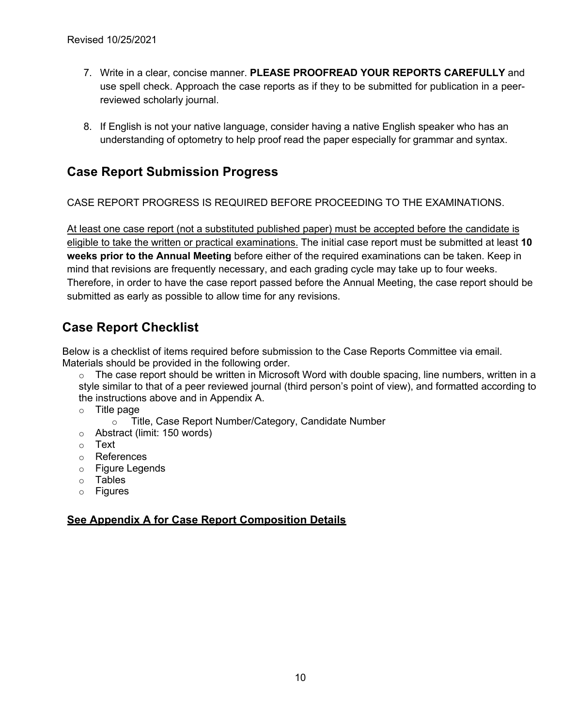7. Write in a clear, concise manner. **PLEASE PROOFREAD YOUR REPORTS CAREFULLY** and use spell check. Approach the case reports as if they to be submitted for publication in a peer-reviewed scholarly journal.

8. If English is not your native language, consider having a native English speaker who has an understanding of optometry to help proof read the paper especially for grammar and syntax.

## Case Report Submission Progress

CASE REPORT PROGRESS IS REQUIRED BEFORE PROCEEDING TO THE EXAMINATIONS.

<u>At least one case report (not a substituted published paper) must be accepted before the candidate is eligible to take the written or practical examinations.</u> The initial case report must be submitted at least **10 weeks prior to the Annual Meeting** before either of the required examinations can be taken. Keep in mind that revisions are frequently necessary, and each grading cycle may take up to four weeks. Therefore, in order to have the case report passed before the Annual Meeting, the case report should be submitted as early as possible to allow time for any revisions.

## Case Report Checklist

Below is a checklist of items required before submission to the Case Reports Committee via email. Materials should be provided in the following order.

- The case report should be written in Microsoft Word with double spacing, line numbers, written in a style similar to that of a peer reviewed journal (third person's point of view), and formatted according to the instructions above and in Appendix A.
- Title page
  - Title, Case Report Number/Category, Candidate Number
- Abstract (limit: 150 words)
- Text
- References
- Figure Legends
- Tables
- Figures

**<u>See Appendix A for Case Report Composition Details</u>**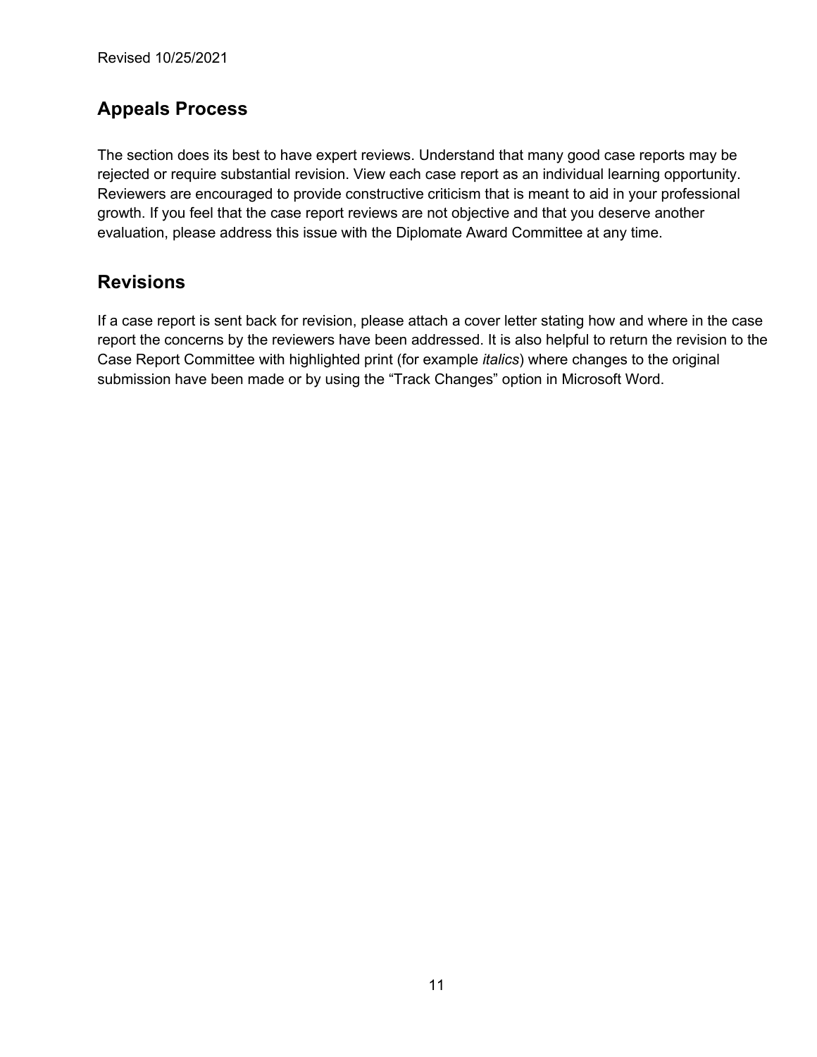## Appeals Process

The section does its best to have expert reviews. Understand that many good case reports may be rejected or require substantial revision. View each case report as an individual learning opportunity. Reviewers are encouraged to provide constructive criticism that is meant to aid in your professional growth. If you feel that the case report reviews are not objective and that you deserve another evaluation, please address this issue with the Diplomate Award Committee at any time.

## Revisions

If a case report is sent back for revision, please attach a cover letter stating how and where in the case report the concerns by the reviewers have been addressed. It is also helpful to return the revision to the Case Report Committee with highlighted print (for example *italics*) where changes to the original submission have been made or by using the "Track Changes" option in Microsoft Word.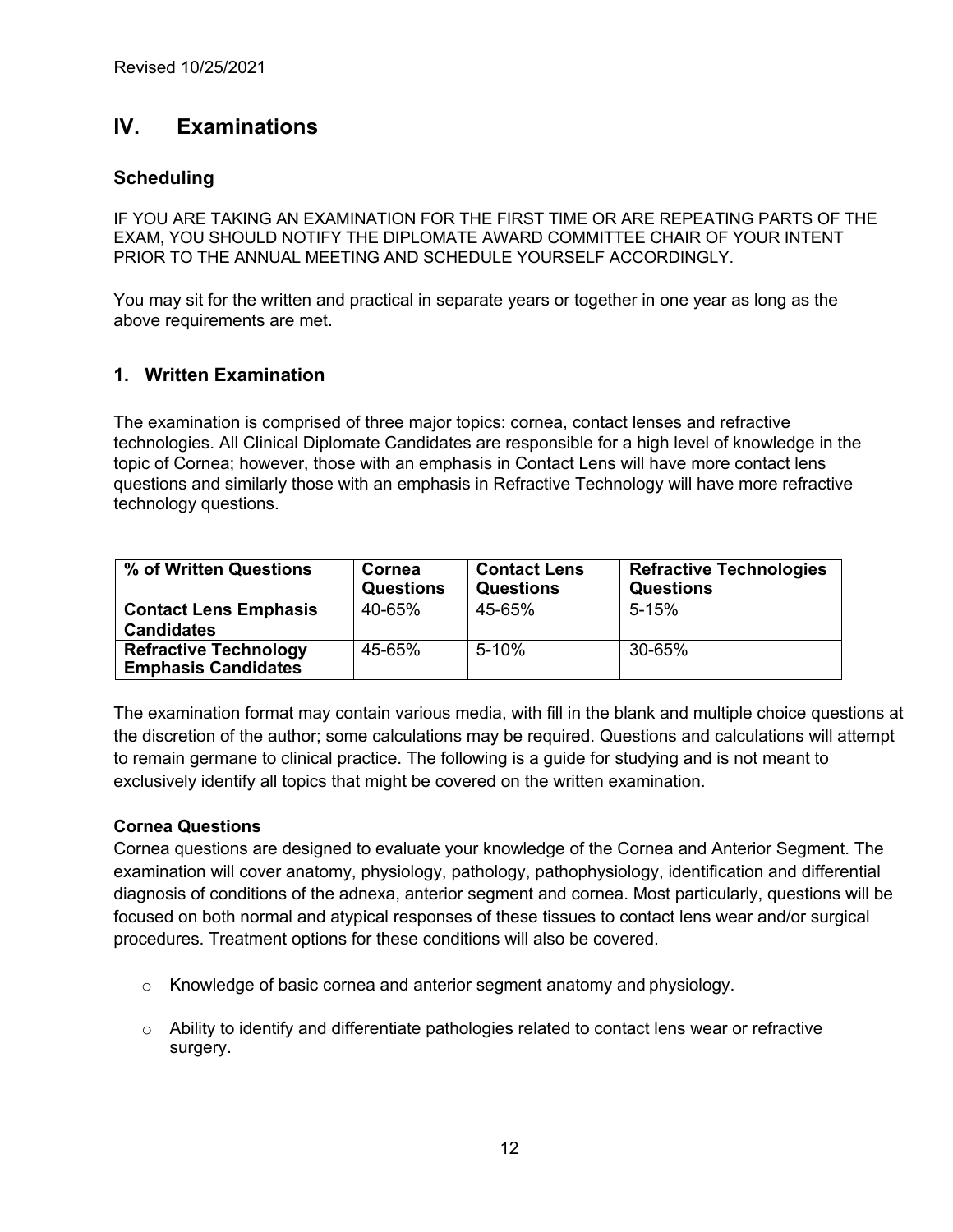Revised 10/25/2021

# IV. Examinations

## Scheduling

IF YOU ARE TAKING AN EXAMINATION FOR THE FIRST TIME OR ARE REPEATING PARTS OF THE EXAM, YOU SHOULD NOTIFY THE DIPLOMATE AWARD COMMITTEE CHAIR OF YOUR INTENT PRIOR TO THE ANNUAL MEETING AND SCHEDULE YOURSELF ACCORDINGLY.

You may sit for the written and practical in separate years or together in one year as long as the above requirements are met.

## 1. Written Examination

The examination is comprised of three major topics: cornea, contact lenses and refractive technologies. All Clinical Diplomate Candidates are responsible for a high level of knowledge in the topic of Cornea; however, those with an emphasis in Contact Lens will have more contact lens questions and similarly those with an emphasis in Refractive Technology will have more refractive technology questions.

| % of Written Questions | Cornea Questions | Contact Lens Questions | Refractive Technologies Questions |
|---|---|---|---|
| **Contact Lens Emphasis Candidates** | 40-65% | 45-65% | 5-15% |
| **Refractive Technology Emphasis Candidates** | 45-65% | 5-10% | 30-65% |

The examination format may contain various media, with fill in the blank and multiple choice questions at the discretion of the author; some calculations may be required. Questions and calculations will attempt to remain germane to clinical practice. The following is a guide for studying and is not meant to exclusively identify all topics that might be covered on the written examination.

**Cornea Questions**

Cornea questions are designed to evaluate your knowledge of the Cornea and Anterior Segment. The examination will cover anatomy, physiology, pathology, pathophysiology, identification and differential diagnosis of conditions of the adnexa, anterior segment and cornea. Most particularly, questions will be focused on both normal and atypical responses of these tissues to contact lens wear and/or surgical procedures. Treatment options for these conditions will also be covered.

- Knowledge of basic cornea and anterior segment anatomy and physiology.
- Ability to identify and differentiate pathologies related to contact lens wear or refractive surgery.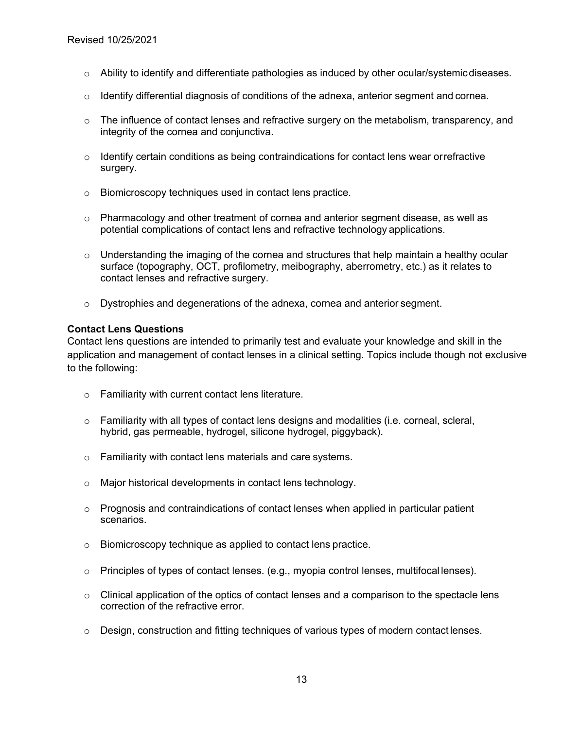- Ability to identify and differentiate pathologies as induced by other ocular/systemic diseases.
- Identify differential diagnosis of conditions of the adnexa, anterior segment and cornea.
- The influence of contact lenses and refractive surgery on the metabolism, transparency, and integrity of the cornea and conjunctiva.
- Identify certain conditions as being contraindications for contact lens wear or refractive surgery.
- Biomicroscopy techniques used in contact lens practice.
- Pharmacology and other treatment of cornea and anterior segment disease, as well as potential complications of contact lens and refractive technology applications.
- Understanding the imaging of the cornea and structures that help maintain a healthy ocular surface (topography, OCT, profilometry, meibography, aberrometry, etc.) as it relates to contact lenses and refractive surgery.
- Dystrophies and degenerations of the adnexa, cornea and anterior segment.

**Contact Lens Questions**

Contact lens questions are intended to primarily test and evaluate your knowledge and skill in the application and management of contact lenses in a clinical setting. Topics include though not exclusive to the following:

- Familiarity with current contact lens literature.
- Familiarity with all types of contact lens designs and modalities (i.e. corneal, scleral, hybrid, gas permeable, hydrogel, silicone hydrogel, piggyback).
- Familiarity with contact lens materials and care systems.
- Major historical developments in contact lens technology.
- Prognosis and contraindications of contact lenses when applied in particular patient scenarios.
- Biomicroscopy technique as applied to contact lens practice.
- Principles of types of contact lenses. (e.g., myopia control lenses, multifocal lenses).
- Clinical application of the optics of contact lenses and a comparison to the spectacle lens correction of the refractive error.
- Design, construction and fitting techniques of various types of modern contact lenses.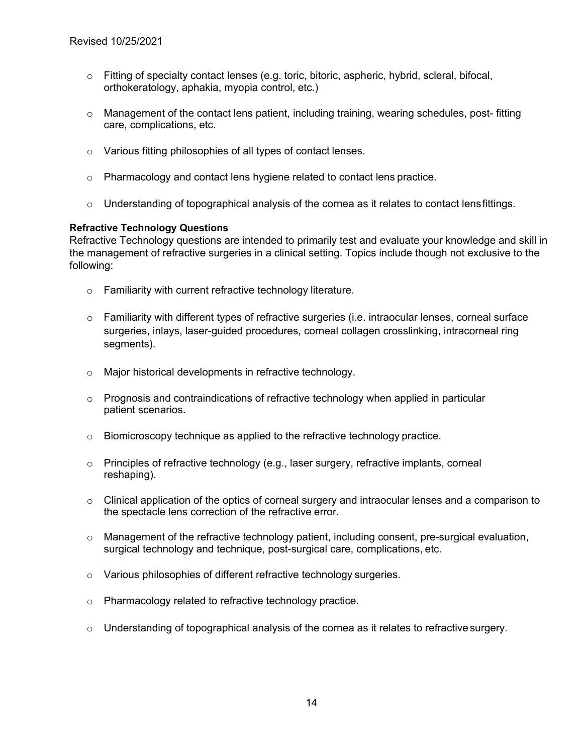- Fitting of specialty contact lenses (e.g. toric, bitoric, aspheric, hybrid, scleral, bifocal, orthokeratology, aphakia, myopia control, etc.)
- Management of the contact lens patient, including training, wearing schedules, post- fitting care, complications, etc.
- Various fitting philosophies of all types of contact lenses.
- Pharmacology and contact lens hygiene related to contact lens practice.
- Understanding of topographical analysis of the cornea as it relates to contact lens fittings.

**Refractive Technology Questions**

Refractive Technology questions are intended to primarily test and evaluate your knowledge and skill in the management of refractive surgeries in a clinical setting. Topics include though not exclusive to the following:

- Familiarity with current refractive technology literature.
- Familiarity with different types of refractive surgeries (i.e. intraocular lenses, corneal surface surgeries, inlays, laser-guided procedures, corneal collagen crosslinking, intracorneal ring segments).
- Major historical developments in refractive technology.
- Prognosis and contraindications of refractive technology when applied in particular patient scenarios.
- Biomicroscopy technique as applied to the refractive technology practice.
- Principles of refractive technology (e.g., laser surgery, refractive implants, corneal reshaping).
- Clinical application of the optics of corneal surgery and intraocular lenses and a comparison to the spectacle lens correction of the refractive error.
- Management of the refractive technology patient, including consent, pre-surgical evaluation, surgical technology and technique, post-surgical care, complications, etc.
- Various philosophies of different refractive technology surgeries.
- Pharmacology related to refractive technology practice.
- Understanding of topographical analysis of the cornea as it relates to refractive surgery.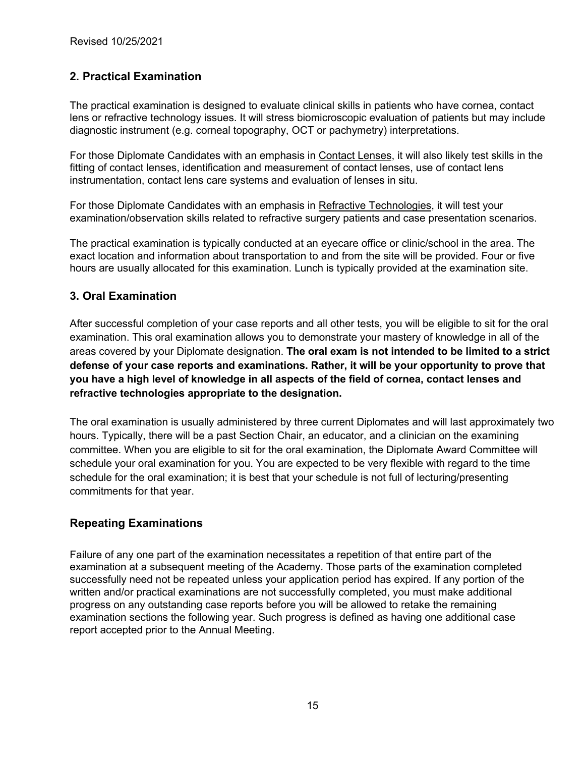## 2. Practical Examination

The practical examination is designed to evaluate clinical skills in patients who have cornea, contact lens or refractive technology issues. It will stress biomicroscopic evaluation of patients but may include diagnostic instrument (e.g. corneal topography, OCT or pachymetry) interpretations.

For those Diplomate Candidates with an emphasis in Contact Lenses, it will also likely test skills in the fitting of contact lenses, identification and measurement of contact lenses, use of contact lens instrumentation, contact lens care systems and evaluation of lenses in situ.

For those Diplomate Candidates with an emphasis in Refractive Technologies, it will test your examination/observation skills related to refractive surgery patients and case presentation scenarios.

The practical examination is typically conducted at an eyecare office or clinic/school in the area. The exact location and information about transportation to and from the site will be provided. Four or five hours are usually allocated for this examination. Lunch is typically provided at the examination site.

## 3. Oral Examination

After successful completion of your case reports and all other tests, you will be eligible to sit for the oral examination. This oral examination allows you to demonstrate your mastery of knowledge in all of the areas covered by your Diplomate designation. **The oral exam is not intended to be limited to a strict defense of your case reports and examinations. Rather, it will be your opportunity to prove that you have a high level of knowledge in all aspects of the field of cornea, contact lenses and refractive technologies appropriate to the designation.**

The oral examination is usually administered by three current Diplomates and will last approximately two hours. Typically, there will be a past Section Chair, an educator, and a clinician on the examining committee. When you are eligible to sit for the oral examination, the Diplomate Award Committee will schedule your oral examination for you. You are expected to be very flexible with regard to the time schedule for the oral examination; it is best that your schedule is not full of lecturing/presenting commitments for that year.

## Repeating Examinations

Failure of any one part of the examination necessitates a repetition of that entire part of the examination at a subsequent meeting of the Academy. Those parts of the examination completed successfully need not be repeated unless your application period has expired. If any portion of the written and/or practical examinations are not successfully completed, you must make additional progress on any outstanding case reports before you will be allowed to retake the remaining examination sections the following year. Such progress is defined as having one additional case report accepted prior to the Annual Meeting.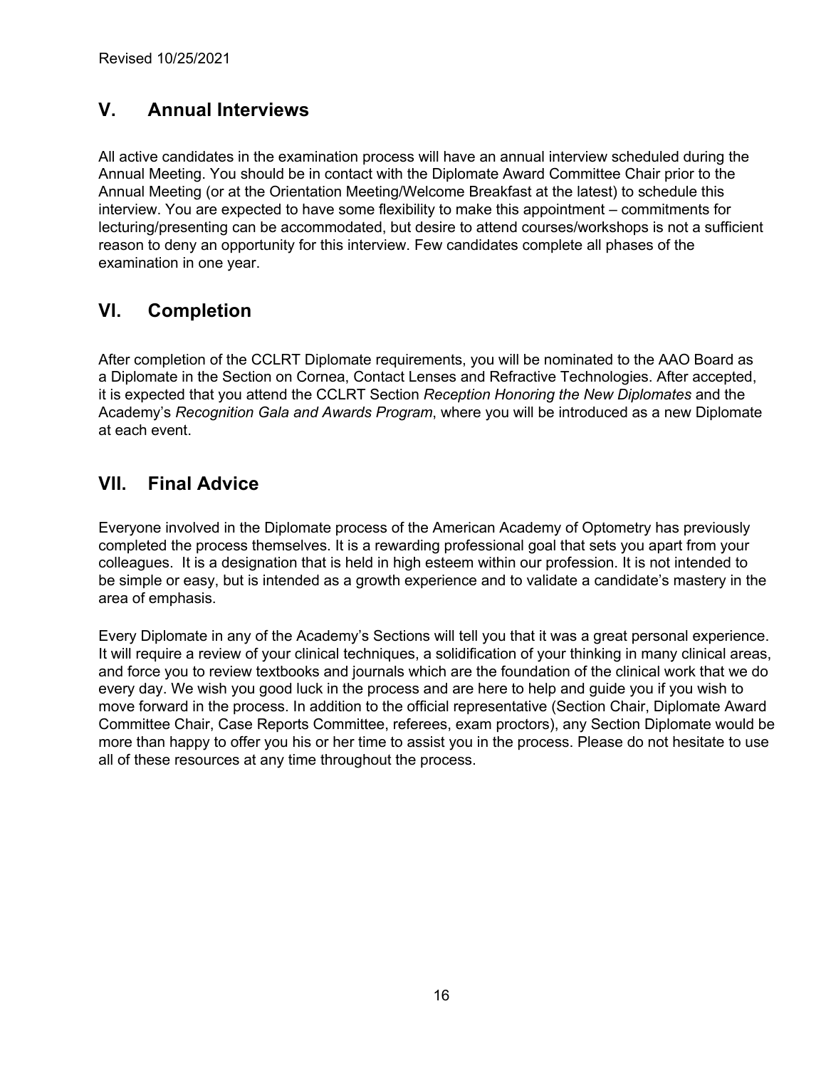## V. Annual Interviews

All active candidates in the examination process will have an annual interview scheduled during the Annual Meeting. You should be in contact with the Diplomate Award Committee Chair prior to the Annual Meeting (or at the Orientation Meeting/Welcome Breakfast at the latest) to schedule this interview. You are expected to have some flexibility to make this appointment – commitments for lecturing/presenting can be accommodated, but desire to attend courses/workshops is not a sufficient reason to deny an opportunity for this interview. Few candidates complete all phases of the examination in one year.

## VI. Completion

After completion of the CCLRT Diplomate requirements, you will be nominated to the AAO Board as a Diplomate in the Section on Cornea, Contact Lenses and Refractive Technologies. After accepted, it is expected that you attend the CCLRT Section *Reception Honoring the New Diplomates* and the Academy's *Recognition Gala and Awards Program*, where you will be introduced as a new Diplomate at each event.

## VII. Final Advice

Everyone involved in the Diplomate process of the American Academy of Optometry has previously completed the process themselves. It is a rewarding professional goal that sets you apart from your colleagues. It is a designation that is held in high esteem within our profession. It is not intended to be simple or easy, but is intended as a growth experience and to validate a candidate's mastery in the area of emphasis.

Every Diplomate in any of the Academy's Sections will tell you that it was a great personal experience. It will require a review of your clinical techniques, a solidification of your thinking in many clinical areas, and force you to review textbooks and journals which are the foundation of the clinical work that we do every day. We wish you good luck in the process and are here to help and guide you if you wish to move forward in the process. In addition to the official representative (Section Chair, Diplomate Award Committee Chair, Case Reports Committee, referees, exam proctors), any Section Diplomate would be more than happy to offer you his or her time to assist you in the process. Please do not hesitate to use all of these resources at any time throughout the process.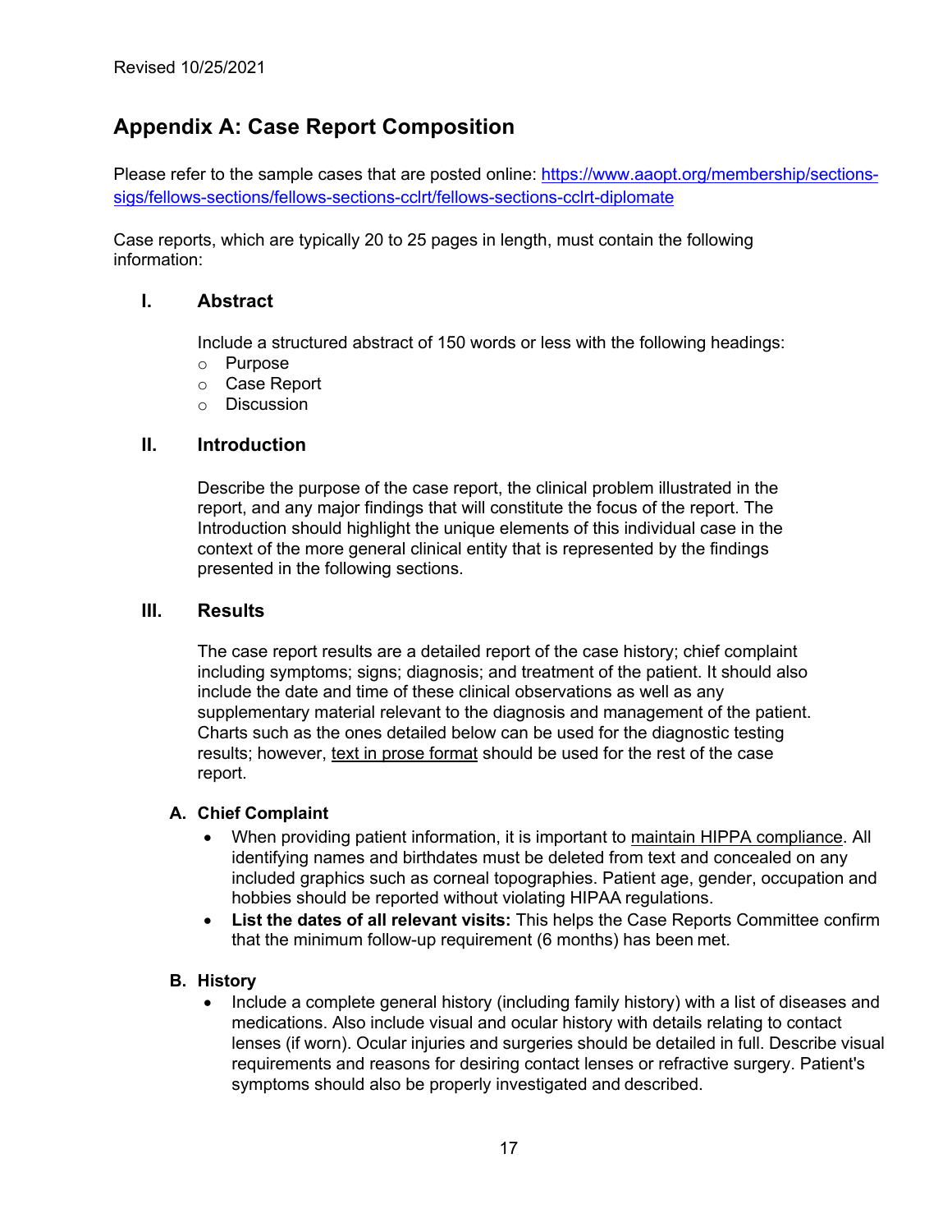Revised 10/25/2021

# Appendix A: Case Report Composition

Please refer to the sample cases that are posted online: [https://www.aaopt.org/membership/sections-sigs/fellows-sections/fellows-sections-cclrt/fellows-sections-cclrt-diplomate](https://www.aaopt.org/membership/sections-sigs/fellows-sections/fellows-sections-cclrt/fellows-sections-cclrt-diplomate)

Case reports, which are typically 20 to 25 pages in length, must contain the following information:

## I. Abstract

Include a structured abstract of 150 words or less with the following headings:

- Purpose
- Case Report
- Discussion

## II. Introduction

Describe the purpose of the case report, the clinical problem illustrated in the report, and any major findings that will constitute the focus of the report. The Introduction should highlight the unique elements of this individual case in the context of the more general clinical entity that is represented by the findings presented in the following sections.

## III. Results

The case report results are a detailed report of the case history; chief complaint including symptoms; signs; diagnosis; and treatment of the patient. It should also include the date and time of these clinical observations as well as any supplementary material relevant to the diagnosis and management of the patient. Charts such as the ones detailed below can be used for the diagnostic testing results; however, <u>text in prose format</u> should be used for the rest of the case report.

### A. Chief Complaint

- When providing patient information, it is important to <u>maintain HIPPA compliance</u>. All identifying names and birthdates must be deleted from text and concealed on any included graphics such as corneal topographies. Patient age, gender, occupation and hobbies should be reported without violating HIPAA regulations.
- **List the dates of all relevant visits:** This helps the Case Reports Committee confirm that the minimum follow-up requirement (6 months) has been met.

### B. History

- Include a complete general history (including family history) with a list of diseases and medications. Also include visual and ocular history with details relating to contact lenses (if worn). Ocular injuries and surgeries should be detailed in full. Describe visual requirements and reasons for desiring contact lenses or refractive surgery. Patient's symptoms should also be properly investigated and described.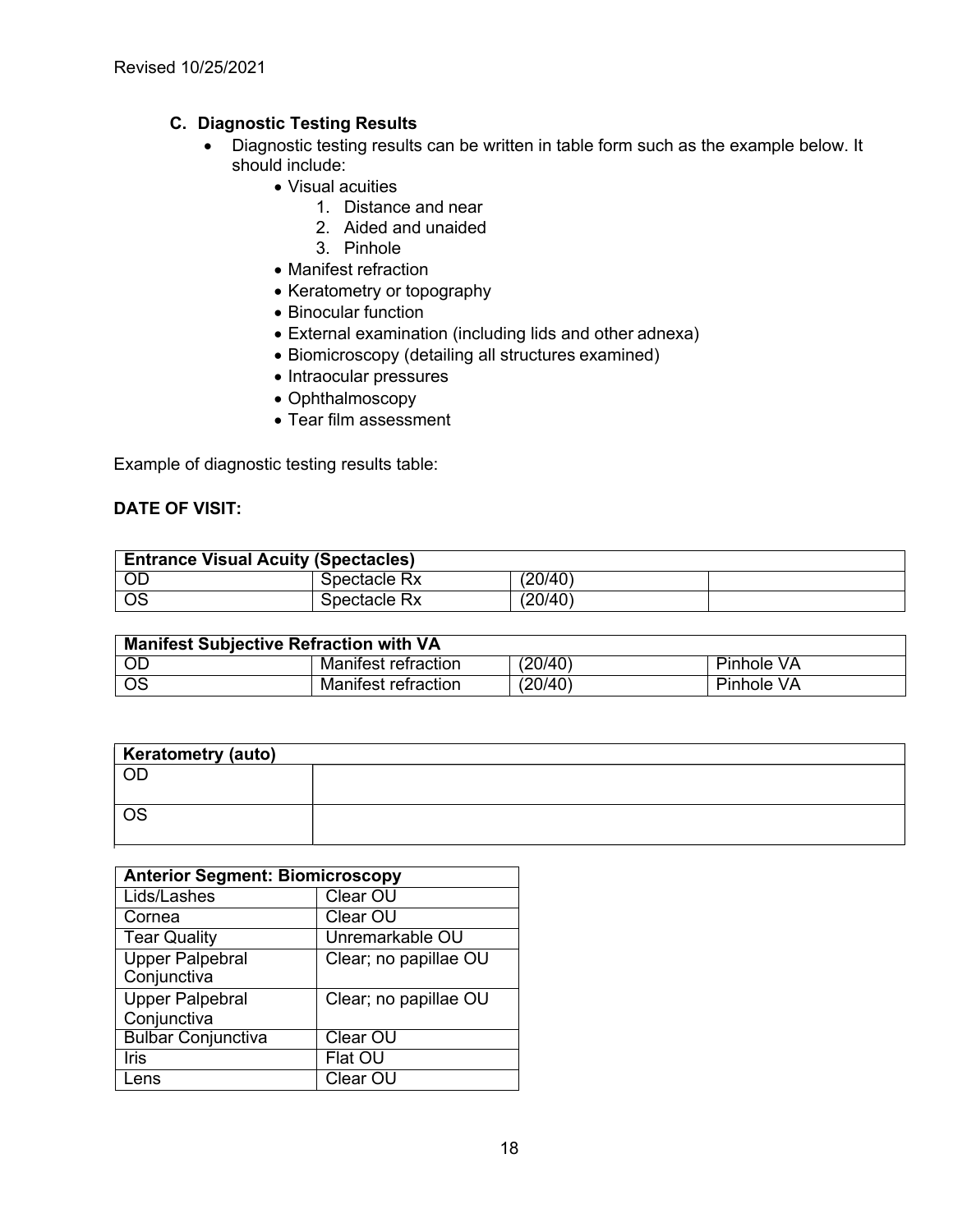Revised 10/25/2021

### C. Diagnostic Testing Results

- Diagnostic testing results can be written in table form such as the example below. It should include:
  - Visual acuities
    1. Distance and near
    2. Aided and unaided
    3. Pinhole
  - Manifest refraction
  - Keratometry or topography
  - Binocular function
  - External examination (including lids and other adnexa)
  - Biomicroscopy (detailing all structures examined)
  - Intraocular pressures
  - Ophthalmoscopy
  - Tear film assessment

Example of diagnostic testing results table:

**DATE OF VISIT:**

| **Entrance Visual Acuity (Spectacles)** | | | |
|---|---|---|---|
| OD | Spectacle Rx | (20/40) | |
| OS | Spectacle Rx | (20/40) | |

| **Manifest Subjective Refraction with VA** | | | |
|---|---|---|---|
| OD | Manifest refraction | (20/40) | Pinhole VA |
| OS | Manifest refraction | (20/40) | Pinhole VA |

| **Keratometry (auto)** | |
|---|---|
| OD | |
| OS | |

| **Anterior Segment: Biomicroscopy** | |
|---|---|
| Lids/Lashes | Clear OU |
| Cornea | Clear OU |
| Tear Quality | Unremarkable OU |
| Upper Palpebral Conjunctiva | Clear; no papillae OU |
| Upper Palpebral Conjunctiva | Clear; no papillae OU |
| Bulbar Conjunctiva | Clear OU |
| Iris | Flat OU |
| Lens | Clear OU |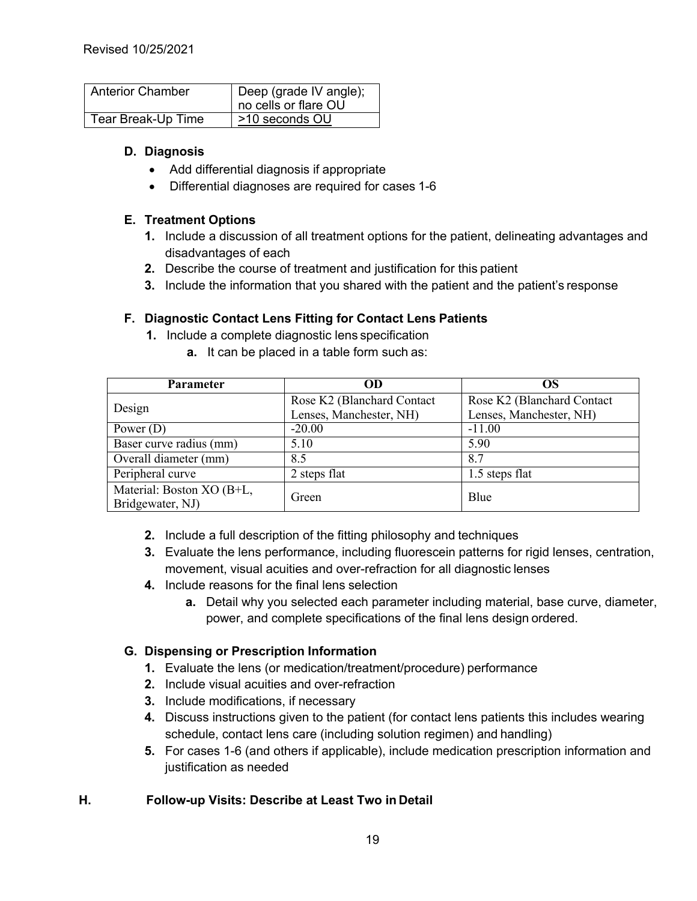| | |
|---|---|
| Anterior Chamber | Deep (grade IV angle); no cells or flare OU |
| Tear Break-Up Time | >10 seconds OU |

### D. Diagnosis

- Add differential diagnosis if appropriate
- Differential diagnoses are required for cases 1-6

### E. Treatment Options

1. Include a discussion of all treatment options for the patient, delineating advantages and disadvantages of each
2. Describe the course of treatment and justification for this patient
3. Include the information that you shared with the patient and the patient's response

### F. Diagnostic Contact Lens Fitting for Contact Lens Patients

1. Include a complete diagnostic lens specification
   a. It can be placed in a table form such as:

| Parameter | OD | OS |
|---|---|---|
| Design | Rose K2 (Blanchard Contact Lenses, Manchester, NH) | Rose K2 (Blanchard Contact Lenses, Manchester, NH) |
| Power (D) | -20.00 | -11.00 |
| Baser curve radius (mm) | 5.10 | 5.90 |
| Overall diameter (mm) | 8.5 | 8.7 |
| Peripheral curve | 2 steps flat | 1.5 steps flat |
| Material: Boston XO (B+L, Bridgewater, NJ) | Green | Blue |

2. Include a full description of the fitting philosophy and techniques
3. Evaluate the lens performance, including fluorescein patterns for rigid lenses, centration, movement, visual acuities and over-refraction for all diagnostic lenses
4. Include reasons for the final lens selection
   a. Detail why you selected each parameter including material, base curve, diameter, power, and complete specifications of the final lens design ordered.

### G. Dispensing or Prescription Information

1. Evaluate the lens (or medication/treatment/procedure) performance
2. Include visual acuities and over-refraction
3. Include modifications, if necessary
4. Discuss instructions given to the patient (for contact lens patients this includes wearing schedule, contact lens care (including solution regimen) and handling)
5. For cases 1-6 (and others if applicable), include medication prescription information and justification as needed

### H. Follow-up Visits: Describe at Least Two in Detail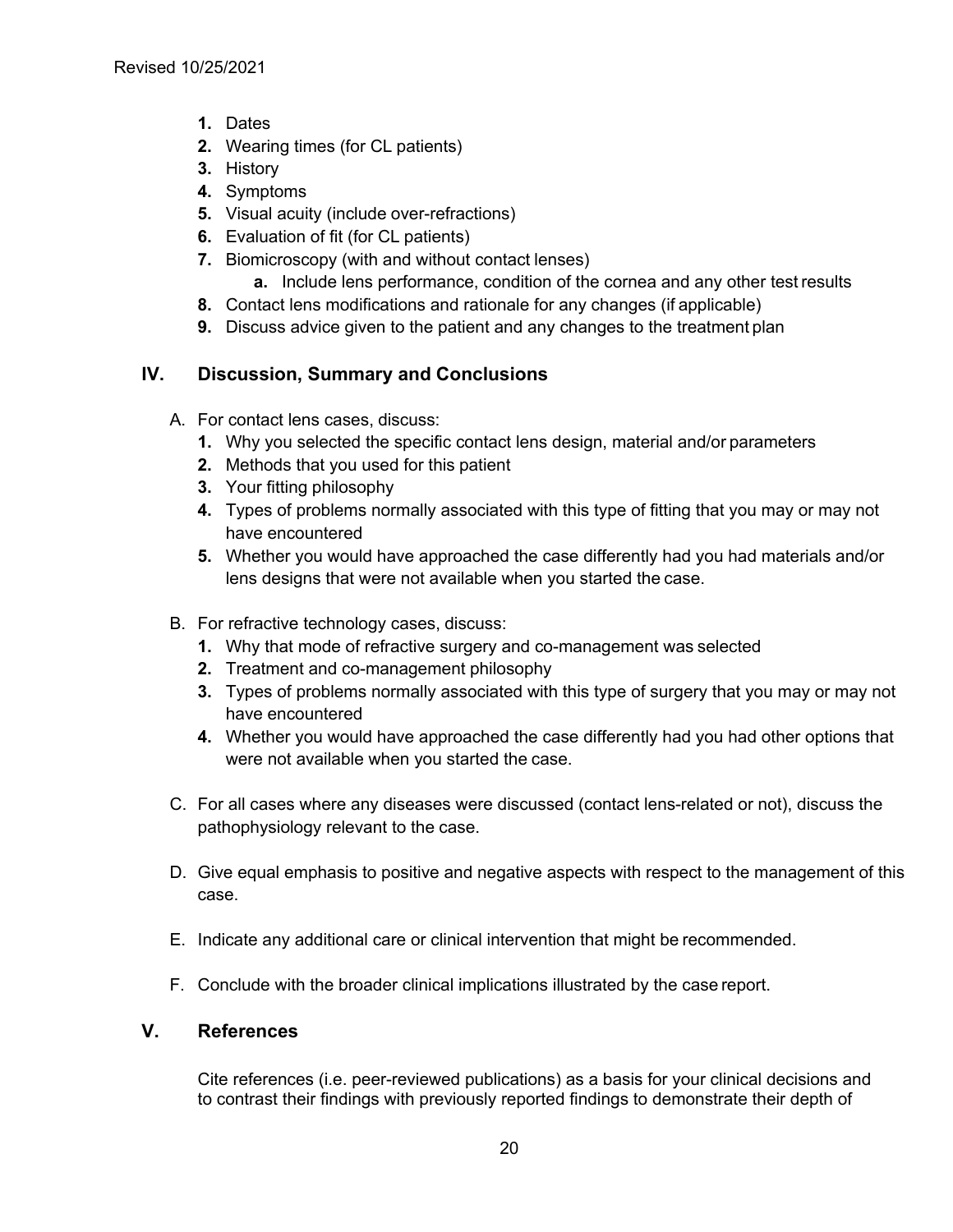1. Dates
2. Wearing times (for CL patients)
3. History
4. Symptoms
5. Visual acuity (include over-refractions)
6. Evaluation of fit (for CL patients)
7. Biomicroscopy (with and without contact lenses)
    a. Include lens performance, condition of the cornea and any other test results
8. Contact lens modifications and rationale for any changes (if applicable)
9. Discuss advice given to the patient and any changes to the treatment plan

## IV. Discussion, Summary and Conclusions

A. For contact lens cases, discuss:
   1. Why you selected the specific contact lens design, material and/or parameters
   2. Methods that you used for this patient
   3. Your fitting philosophy
   4. Types of problems normally associated with this type of fitting that you may or may not have encountered
   5. Whether you would have approached the case differently had you had materials and/or lens designs that were not available when you started the case.

B. For refractive technology cases, discuss:
   1. Why that mode of refractive surgery and co-management was selected
   2. Treatment and co-management philosophy
   3. Types of problems normally associated with this type of surgery that you may or may not have encountered
   4. Whether you would have approached the case differently had you had other options that were not available when you started the case.

C. For all cases where any diseases were discussed (contact lens-related or not), discuss the pathophysiology relevant to the case.

D. Give equal emphasis to positive and negative aspects with respect to the management of this case.

E. Indicate any additional care or clinical intervention that might be recommended.

F. Conclude with the broader clinical implications illustrated by the case report.

## V. References

Cite references (i.e. peer-reviewed publications) as a basis for your clinical decisions and to contrast their findings with previously reported findings to demonstrate their depth of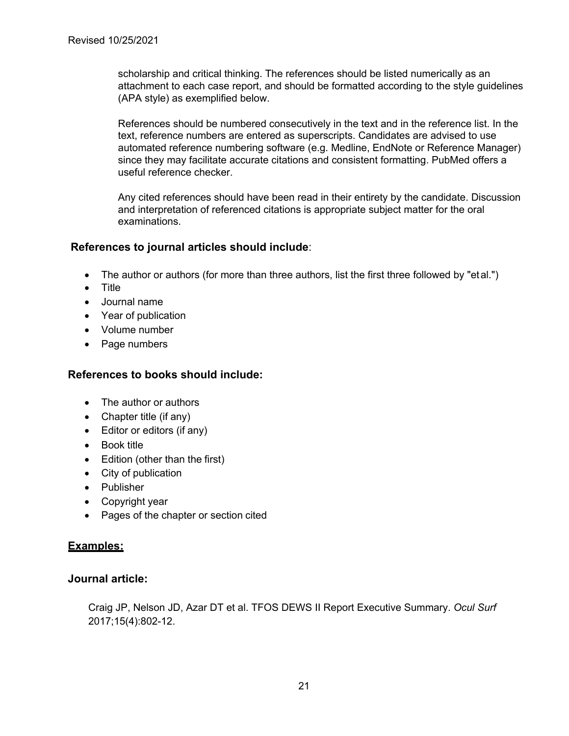scholarship and critical thinking. The references should be listed numerically as an attachment to each case report, and should be formatted according to the style guidelines (APA style) as exemplified below.

References should be numbered consecutively in the text and in the reference list. In the text, reference numbers are entered as superscripts. Candidates are advised to use automated reference numbering software (e.g. Medline, EndNote or Reference Manager) since they may facilitate accurate citations and consistent formatting. PubMed offers a useful reference checker.

Any cited references should have been read in their entirety by the candidate. Discussion and interpretation of referenced citations is appropriate subject matter for the oral examinations.

**References to journal articles should include**:

- The author or authors (for more than three authors, list the first three followed by "et al.")
- Title
- Journal name
- Year of publication
- Volume number
- Page numbers

### References to books should include:

- The author or authors
- Chapter title (if any)
- Editor or editors (if any)
- Book title
- Edition (other than the first)
- City of publication
- Publisher
- Copyright year
- Pages of the chapter or section cited

### Examples:

### Journal article:

Craig JP, Nelson JD, Azar DT et al. TFOS DEWS II Report Executive Summary. *Ocul Surf* 2017;15(4):802-12.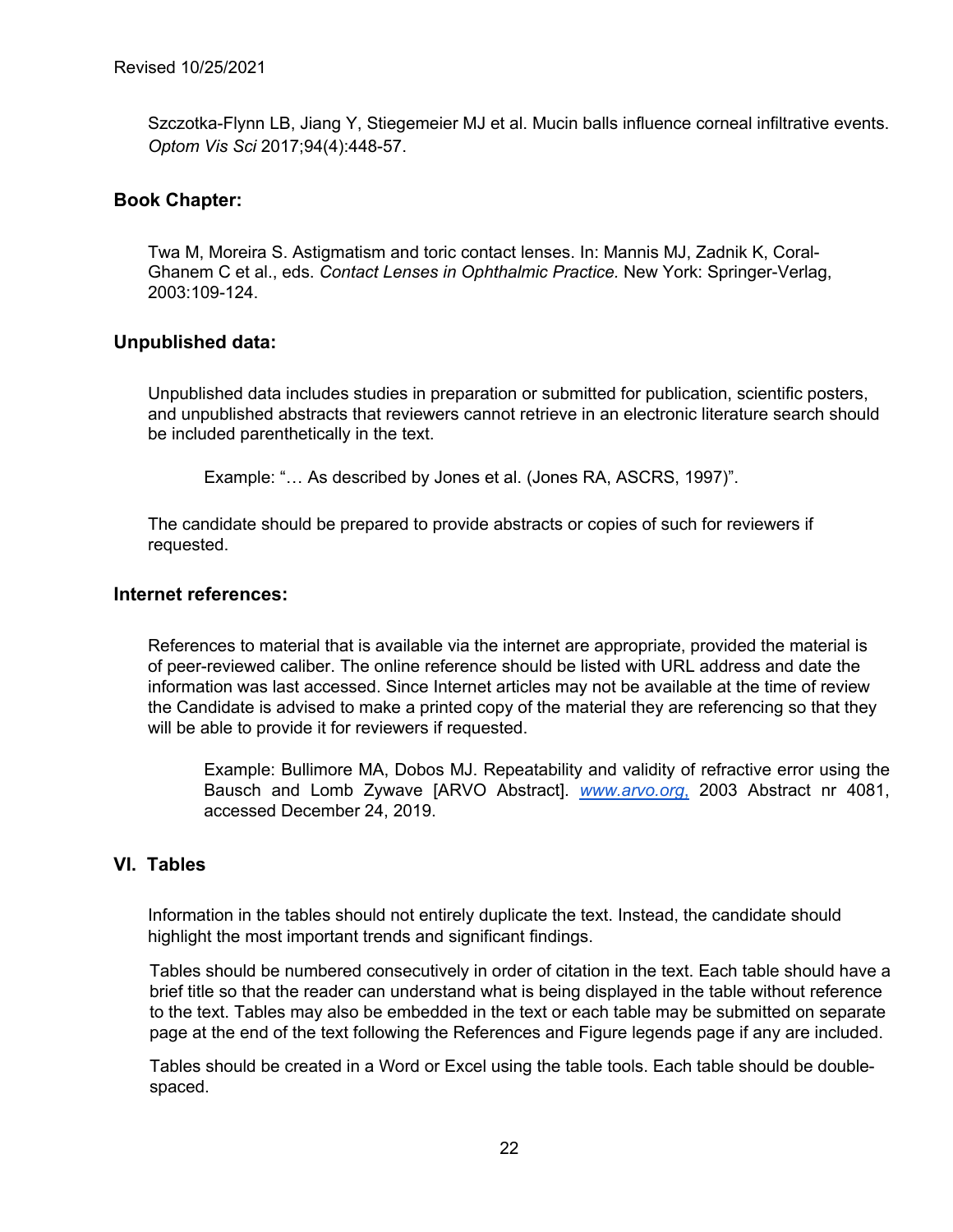Szczotka-Flynn LB, Jiang Y, Stiegemeier MJ et al. Mucin balls influence corneal infiltrative events. *Optom Vis Sci* 2017;94(4):448-57.

### Book Chapter:

Twa M, Moreira S. Astigmatism and toric contact lenses. In: Mannis MJ, Zadnik K, Coral-Ghanem C et al., eds. *Contact Lenses in Ophthalmic Practice.* New York: Springer-Verlag, 2003:109-124.

### Unpublished data:

Unpublished data includes studies in preparation or submitted for publication, scientific posters, and unpublished abstracts that reviewers cannot retrieve in an electronic literature search should be included parenthetically in the text.

> Example: "… As described by Jones et al. (Jones RA, ASCRS, 1997)".

The candidate should be prepared to provide abstracts or copies of such for reviewers if requested.

### Internet references:

References to material that is available via the internet are appropriate, provided the material is of peer-reviewed caliber. The online reference should be listed with URL address and date the information was last accessed. Since Internet articles may not be available at the time of review the Candidate is advised to make a printed copy of the material they are referencing so that they will be able to provide it for reviewers if requested.

> Example: Bullimore MA, Dobos MJ. Repeatability and validity of refractive error using the Bausch and Lomb Zywave [ARVO Abstract]. *www.arvo.org*, 2003 Abstract nr 4081, accessed December 24, 2019.

## VI. Tables

Information in the tables should not entirely duplicate the text. Instead, the candidate should highlight the most important trends and significant findings.

Tables should be numbered consecutively in order of citation in the text. Each table should have a brief title so that the reader can understand what is being displayed in the table without reference to the text. Tables may also be embedded in the text or each table may be submitted on separate page at the end of the text following the References and Figure legends page if any are included.

Tables should be created in a Word or Excel using the table tools. Each table should be double-spaced.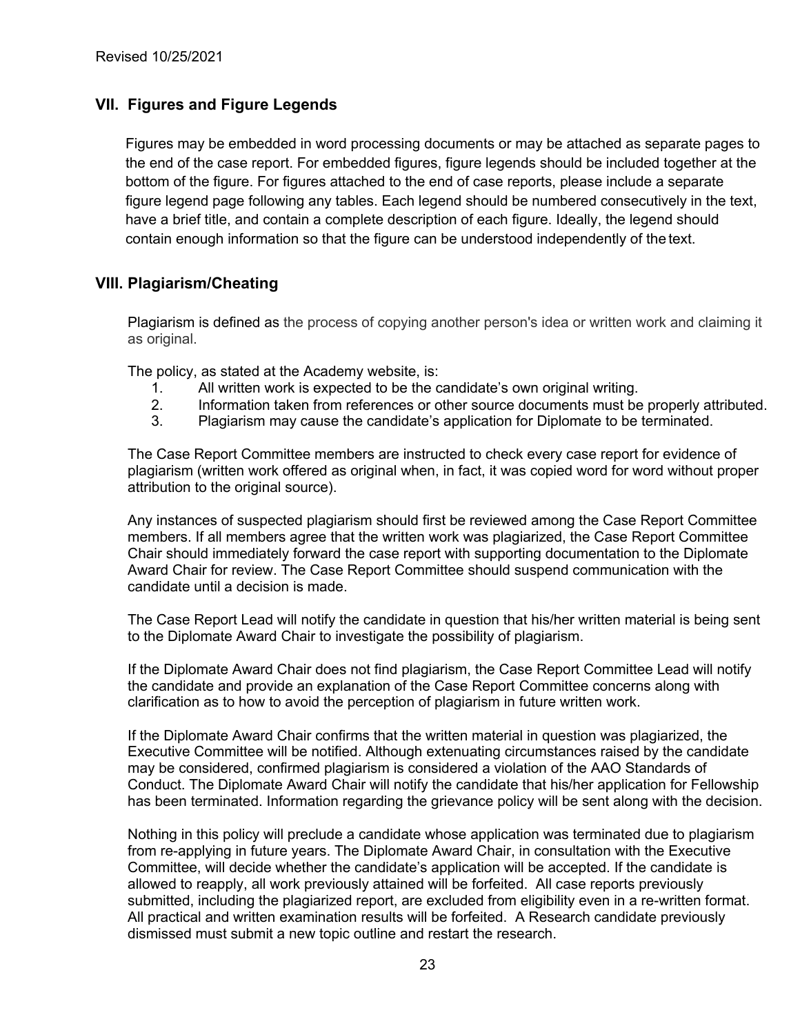## VII. Figures and Figure Legends

Figures may be embedded in word processing documents or may be attached as separate pages to the end of the case report. For embedded figures, figure legends should be included together at the bottom of the figure. For figures attached to the end of case reports, please include a separate figure legend page following any tables. Each legend should be numbered consecutively in the text, have a brief title, and contain a complete description of each figure. Ideally, the legend should contain enough information so that the figure can be understood independently of the text.

## VIII. Plagiarism/Cheating

Plagiarism is defined as the process of copying another person's idea or written work and claiming it as original.

The policy, as stated at the Academy website, is:

1. All written work is expected to be the candidate's own original writing.
2. Information taken from references or other source documents must be properly attributed.
3. Plagiarism may cause the candidate's application for Diplomate to be terminated.

The Case Report Committee members are instructed to check every case report for evidence of plagiarism (written work offered as original when, in fact, it was copied word for word without proper attribution to the original source).

Any instances of suspected plagiarism should first be reviewed among the Case Report Committee members. If all members agree that the written work was plagiarized, the Case Report Committee Chair should immediately forward the case report with supporting documentation to the Diplomate Award Chair for review. The Case Report Committee should suspend communication with the candidate until a decision is made.

The Case Report Lead will notify the candidate in question that his/her written material is being sent to the Diplomate Award Chair to investigate the possibility of plagiarism.

If the Diplomate Award Chair does not find plagiarism, the Case Report Committee Lead will notify the candidate and provide an explanation of the Case Report Committee concerns along with clarification as to how to avoid the perception of plagiarism in future written work.

If the Diplomate Award Chair confirms that the written material in question was plagiarized, the Executive Committee will be notified. Although extenuating circumstances raised by the candidate may be considered, confirmed plagiarism is considered a violation of the AAO Standards of Conduct. The Diplomate Award Chair will notify the candidate that his/her application for Fellowship has been terminated. Information regarding the grievance policy will be sent along with the decision.

Nothing in this policy will preclude a candidate whose application was terminated due to plagiarism from re-applying in future years. The Diplomate Award Chair, in consultation with the Executive Committee, will decide whether the candidate's application will be accepted. If the candidate is allowed to reapply, all work previously attained will be forfeited. All case reports previously submitted, including the plagiarized report, are excluded from eligibility even in a re-written format. All practical and written examination results will be forfeited. A Research candidate previously dismissed must submit a new topic outline and restart the research.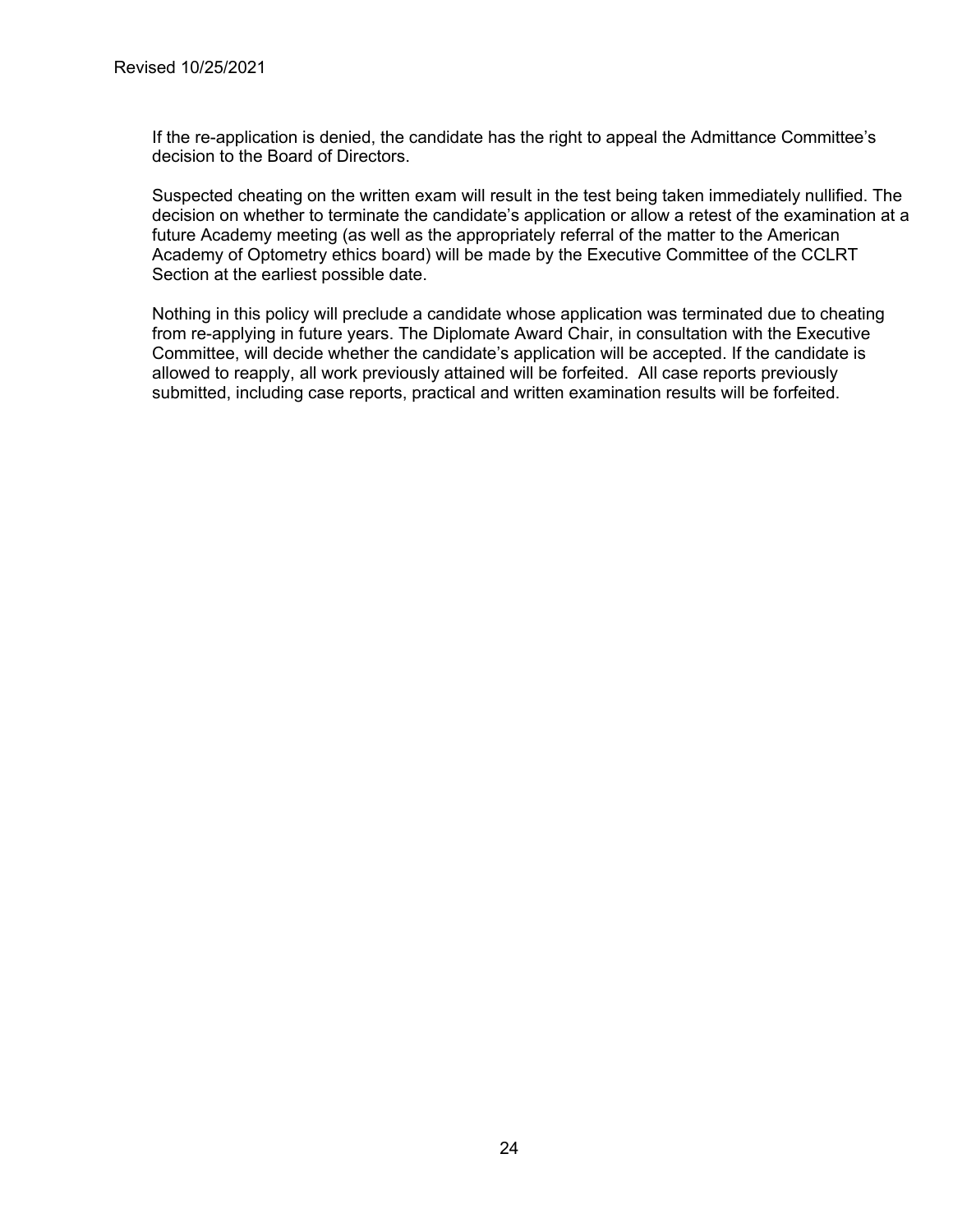If the re-application is denied, the candidate has the right to appeal the Admittance Committee's decision to the Board of Directors.

Suspected cheating on the written exam will result in the test being taken immediately nullified. The decision on whether to terminate the candidate's application or allow a retest of the examination at a future Academy meeting (as well as the appropriately referral of the matter to the American Academy of Optometry ethics board) will be made by the Executive Committee of the CCLRT Section at the earliest possible date.

Nothing in this policy will preclude a candidate whose application was terminated due to cheating from re-applying in future years. The Diplomate Award Chair, in consultation with the Executive Committee, will decide whether the candidate's application will be accepted. If the candidate is allowed to reapply, all work previously attained will be forfeited. All case reports previously submitted, including case reports, practical and written examination results will be forfeited.